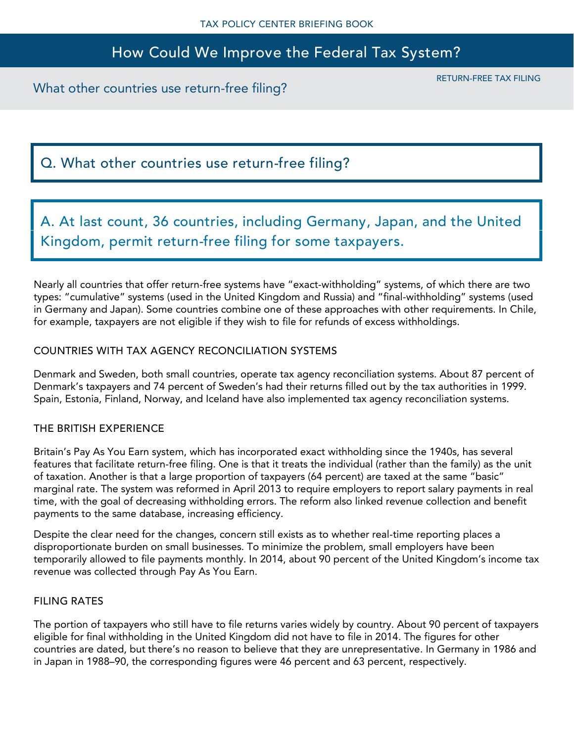# How Could We Improve the Federal Tax System?

RETURN-FREE TAX FILING

What other countries use return-free filing?

## Q. What other countries use return-free filing?

## A. At last count, 36 countries, including Germany, Japan, and the United Kingdom, permit return-free filing for some taxpayers.

Nearly all countries that offer return-free systems have "exact-withholding" systems, of which there are two types: "cumulative" systems (used in the United Kingdom and Russia) and "final-withholding" systems (used in Germany and Japan). Some countries combine one of these approaches with other requirements. In Chile, for example, taxpayers are not eligible if they wish to file for refunds of excess withholdings.

### COUNTRIES WITH TAX AGENCY RECONCILIATION SYSTEMS

Denmark and Sweden, both small countries, operate tax agency reconciliation systems. About 87 percent of Denmark's taxpayers and 74 percent of Sweden's had their returns filled out by the tax authorities in 1999. Spain, Estonia, Finland, Norway, and Iceland have also implemented tax agency reconciliation systems.

### THE BRITISH EXPERIENCE

Britain's Pay As You Earn system, which has incorporated exact withholding since the 1940s, has several features that facilitate return-free filing. One is that it treats the individual (rather than the family) as the unit of taxation. Another is that a large proportion of taxpayers (64 percent) are taxed at the same "basic" marginal rate. The system was reformed in April 2013 to require employers to report salary payments in real time, with the goal of decreasing withholding errors. The reform also linked revenue collection and benefit payments to the same database, increasing efficiency.

Despite the clear need for the changes, concern still exists as to whether real-time reporting places a disproportionate burden on small businesses. To minimize the problem, small employers have been temporarily allowed to file payments monthly. In 2014, about 90 percent of the United Kingdom's income tax revenue was collected through Pay As You Earn.

### FILING RATES

The portion of taxpayers who still have to file returns varies widely by country. About 90 percent of taxpayers eligible for final withholding in the United Kingdom did not have to file in 2014. The figures for other countries are dated, but there's no reason to believe that they are unrepresentative. In Germany in 1986 and in Japan in 1988–90, the corresponding figures were 46 percent and 63 percent, respectively.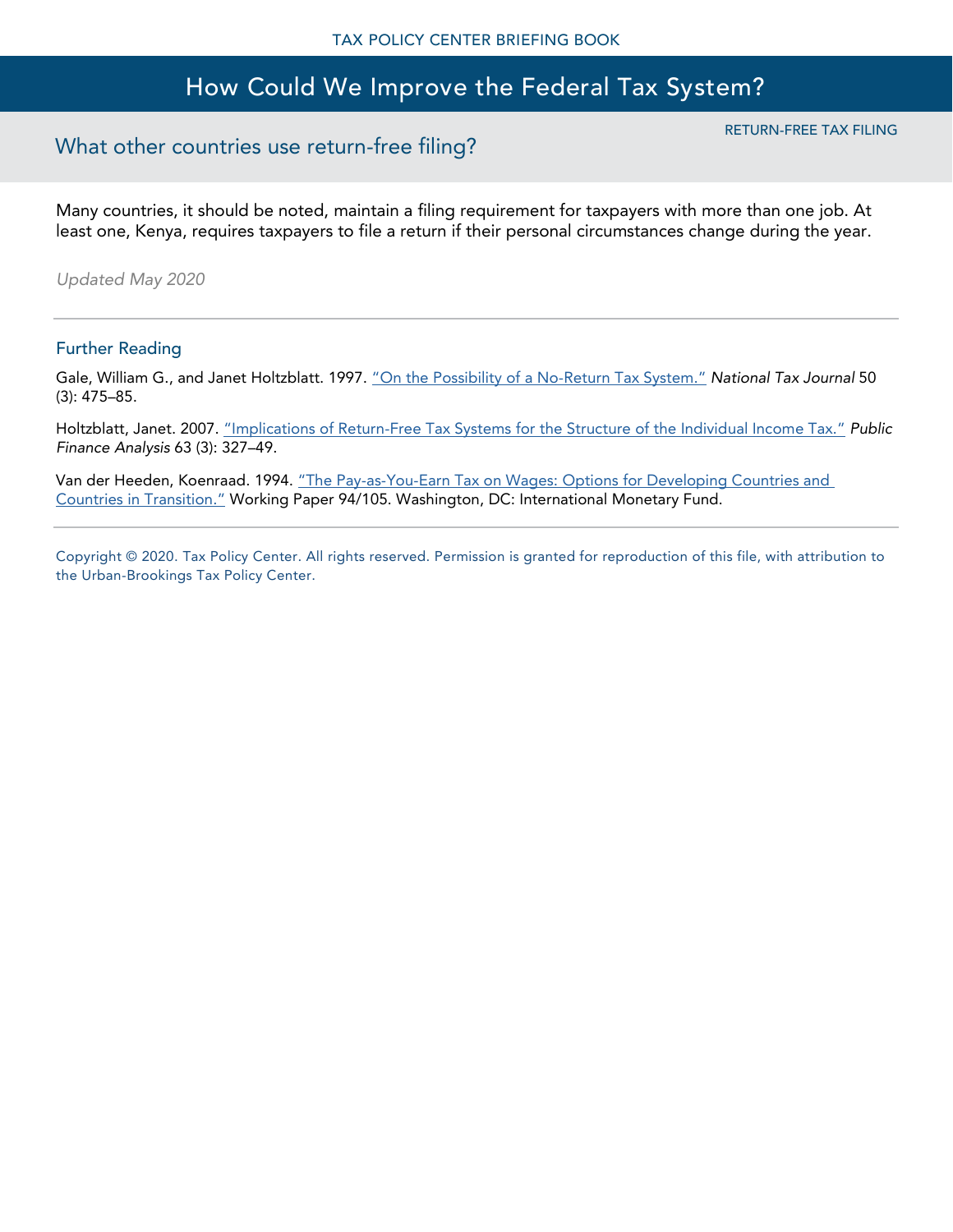# How Could We Improve the Federal Tax System?

## What other countries use return-free filing?

RETURN-FREE TAX FILING

Many countries, it should be noted, maintain a filing requirement for taxpayers with more than one job. At least one, Kenya, requires taxpayers to file a return if their personal circumstances change during the year.

*Updated May 2020*

---

### Further Reading

Gale, William G., and Janet Holtzblatt. 1997. "On the Possibility of a No-Return Tax System." *National Tax Journal* 50 (3): 475–85.

Holtzblatt, Janet. 2007. "Implications of Return-Free Tax Systems for the Structure of the Individual Income Tax." *Public Finance Analysis* 63 (3): 327–49.

Van der Heeden, Koenraad. 1994. "The Pay-as-You-Earn Tax on Wages: Options for Developing Countries and Countries in Transition." Working Paper 94/105. Washington, DC: International Monetary Fund.

---

Copyright © 2020. Tax Policy Center. All rights reserved. Permission is granted for reproduction of this file, with attribution to the Urban-Brookings Tax Policy Center.